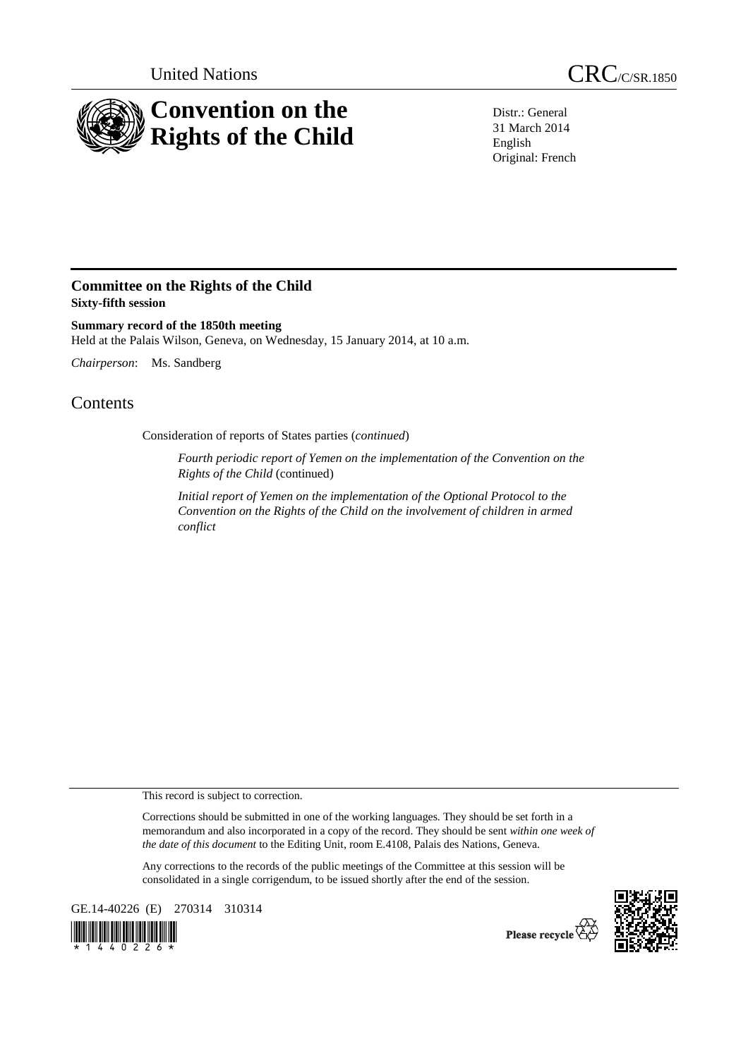United Nations

CRC/C/SR.1850

# Convention on the Rights of the Child

Distr.: General
31 March 2014
English
Original: French

## Committee on the Rights of the Child
**Sixty-fifth session**

**Summary record of the 1850th meeting**
Held at the Palais Wilson, Geneva, on Wednesday, 15 January 2014, at 10 a.m.

*Chairperson*: Ms. Sandberg

# Contents

Consideration of reports of States parties (*continued*)

*Fourth periodic report of Yemen on the implementation of the Convention on the Rights of the Child* (continued)

*Initial report of Yemen on the implementation of the Optional Protocol to the Convention on the Rights of the Child on the involvement of children in armed conflict*

This record is subject to correction.

Corrections should be submitted in one of the working languages. They should be set forth in a memorandum and also incorporated in a copy of the record. They should be sent *within one week of the date of this document* to the Editing Unit, room E.4108, Palais des Nations, Geneva.

Any corrections to the records of the public meetings of the Committee at this session will be consolidated in a single corrigendum, to be issued shortly after the end of the session.

GE.14-40226 (E) 270314 310314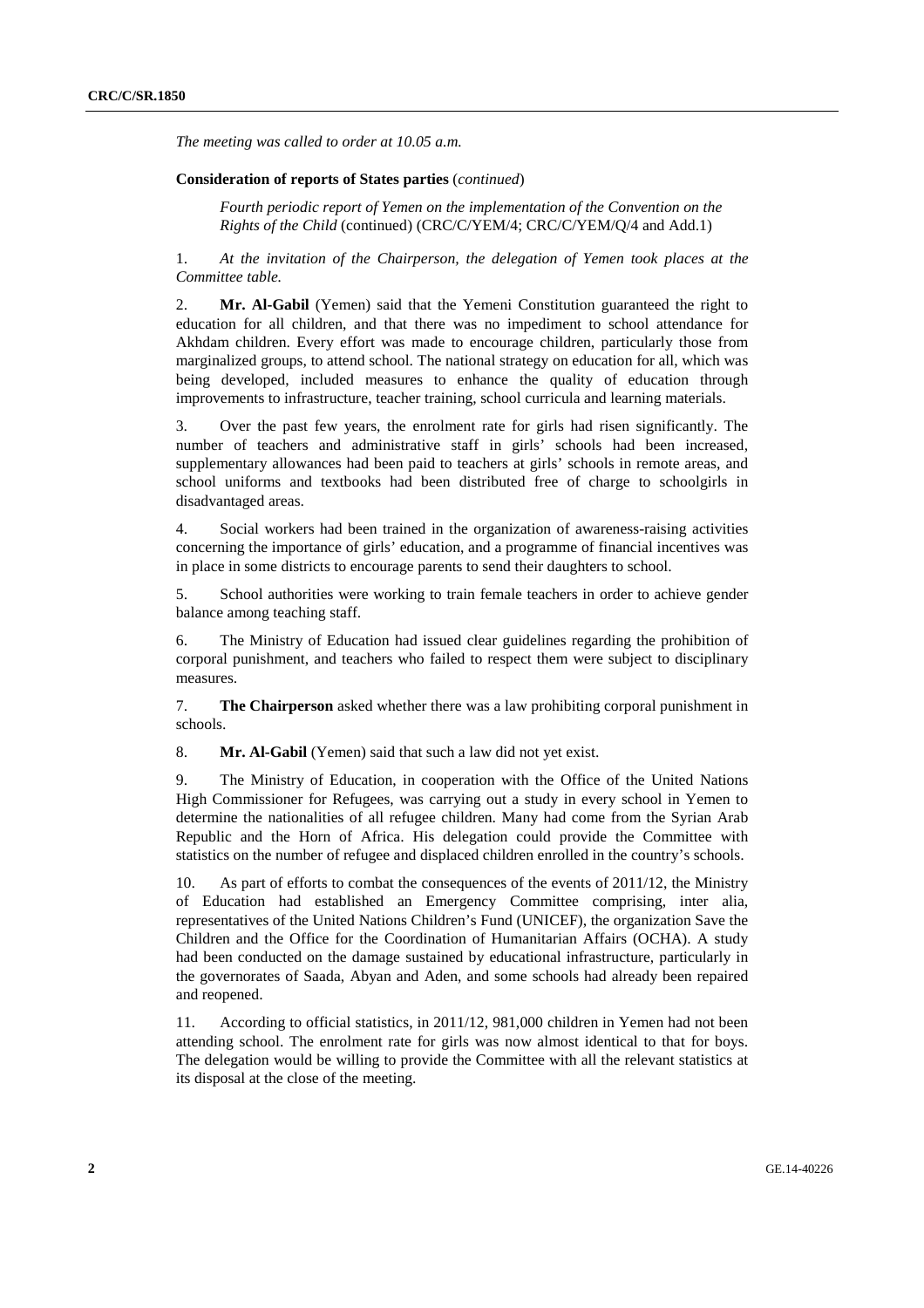*The meeting was called to order at 10.05 a.m.*

**Consideration of reports of States parties** (*continued*)

*Fourth periodic report of Yemen on the implementation of the Convention on the Rights of the Child* (continued) (CRC/C/YEM/4; CRC/C/YEM/Q/4 and Add.1)

1. *At the invitation of the Chairperson, the delegation of Yemen took places at the Committee table.*

2. **Mr. Al-Gabil** (Yemen) said that the Yemeni Constitution guaranteed the right to education for all children, and that there was no impediment to school attendance for Akhdam children. Every effort was made to encourage children, particularly those from marginalized groups, to attend school. The national strategy on education for all, which was being developed, included measures to enhance the quality of education through improvements to infrastructure, teacher training, school curricula and learning materials.

3. Over the past few years, the enrolment rate for girls had risen significantly. The number of teachers and administrative staff in girls' schools had been increased, supplementary allowances had been paid to teachers at girls' schools in remote areas, and school uniforms and textbooks had been distributed free of charge to schoolgirls in disadvantaged areas.

4. Social workers had been trained in the organization of awareness-raising activities concerning the importance of girls' education, and a programme of financial incentives was in place in some districts to encourage parents to send their daughters to school.

5. School authorities were working to train female teachers in order to achieve gender balance among teaching staff.

6. The Ministry of Education had issued clear guidelines regarding the prohibition of corporal punishment, and teachers who failed to respect them were subject to disciplinary measures.

7. **The Chairperson** asked whether there was a law prohibiting corporal punishment in schools.

8. **Mr. Al-Gabil** (Yemen) said that such a law did not yet exist.

9. The Ministry of Education, in cooperation with the Office of the United Nations High Commissioner for Refugees, was carrying out a study in every school in Yemen to determine the nationalities of all refugee children. Many had come from the Syrian Arab Republic and the Horn of Africa. His delegation could provide the Committee with statistics on the number of refugee and displaced children enrolled in the country's schools.

10. As part of efforts to combat the consequences of the events of 2011/12, the Ministry of Education had established an Emergency Committee comprising, inter alia, representatives of the United Nations Children's Fund (UNICEF), the organization Save the Children and the Office for the Coordination of Humanitarian Affairs (OCHA). A study had been conducted on the damage sustained by educational infrastructure, particularly in the governorates of Saada, Abyan and Aden, and some schools had already been repaired and reopened.

11. According to official statistics, in 2011/12, 981,000 children in Yemen had not been attending school. The enrolment rate for girls was now almost identical to that for boys. The delegation would be willing to provide the Committee with all the relevant statistics at its disposal at the close of the meeting.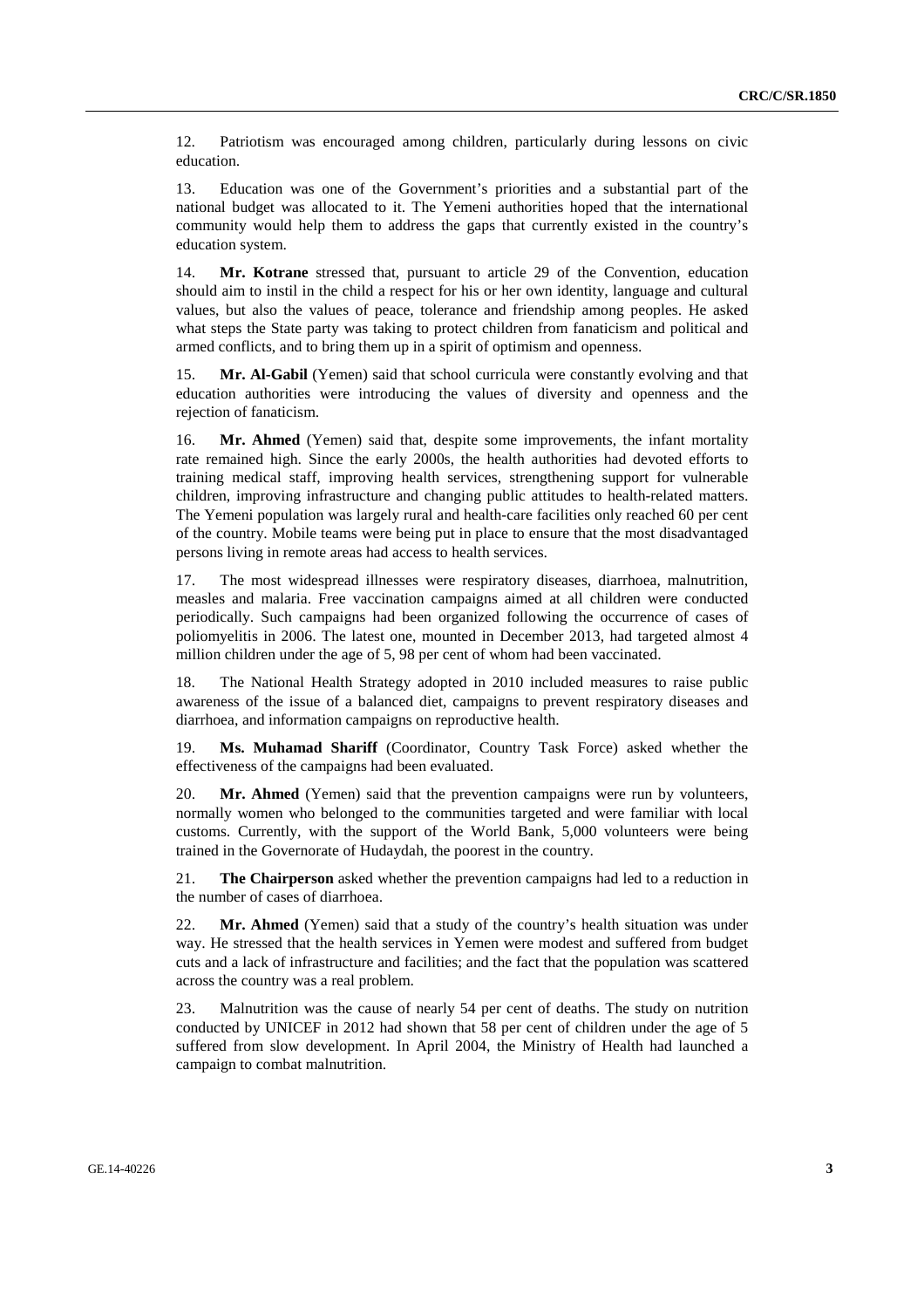12. Patriotism was encouraged among children, particularly during lessons on civic education.

13. Education was one of the Government's priorities and a substantial part of the national budget was allocated to it. The Yemeni authorities hoped that the international community would help them to address the gaps that currently existed in the country's education system.

14. **Mr. Kotrane** stressed that, pursuant to article 29 of the Convention, education should aim to instil in the child a respect for his or her own identity, language and cultural values, but also the values of peace, tolerance and friendship among peoples. He asked what steps the State party was taking to protect children from fanaticism and political and armed conflicts, and to bring them up in a spirit of optimism and openness.

15. **Mr. Al-Gabil** (Yemen) said that school curricula were constantly evolving and that education authorities were introducing the values of diversity and openness and the rejection of fanaticism.

16. **Mr. Ahmed** (Yemen) said that, despite some improvements, the infant mortality rate remained high. Since the early 2000s, the health authorities had devoted efforts to training medical staff, improving health services, strengthening support for vulnerable children, improving infrastructure and changing public attitudes to health-related matters. The Yemeni population was largely rural and health-care facilities only reached 60 per cent of the country. Mobile teams were being put in place to ensure that the most disadvantaged persons living in remote areas had access to health services.

17. The most widespread illnesses were respiratory diseases, diarrhoea, malnutrition, measles and malaria. Free vaccination campaigns aimed at all children were conducted periodically. Such campaigns had been organized following the occurrence of cases of poliomyelitis in 2006. The latest one, mounted in December 2013, had targeted almost 4 million children under the age of 5, 98 per cent of whom had been vaccinated.

18. The National Health Strategy adopted in 2010 included measures to raise public awareness of the issue of a balanced diet, campaigns to prevent respiratory diseases and diarrhoea, and information campaigns on reproductive health.

19. **Ms. Muhamad Shariff** (Coordinator, Country Task Force) asked whether the effectiveness of the campaigns had been evaluated.

20. **Mr. Ahmed** (Yemen) said that the prevention campaigns were run by volunteers, normally women who belonged to the communities targeted and were familiar with local customs. Currently, with the support of the World Bank, 5,000 volunteers were being trained in the Governorate of Hudaydah, the poorest in the country.

21. **The Chairperson** asked whether the prevention campaigns had led to a reduction in the number of cases of diarrhoea.

22. **Mr. Ahmed** (Yemen) said that a study of the country's health situation was under way. He stressed that the health services in Yemen were modest and suffered from budget cuts and a lack of infrastructure and facilities; and the fact that the population was scattered across the country was a real problem.

23. Malnutrition was the cause of nearly 54 per cent of deaths. The study on nutrition conducted by UNICEF in 2012 had shown that 58 per cent of children under the age of 5 suffered from slow development. In April 2004, the Ministry of Health had launched a campaign to combat malnutrition.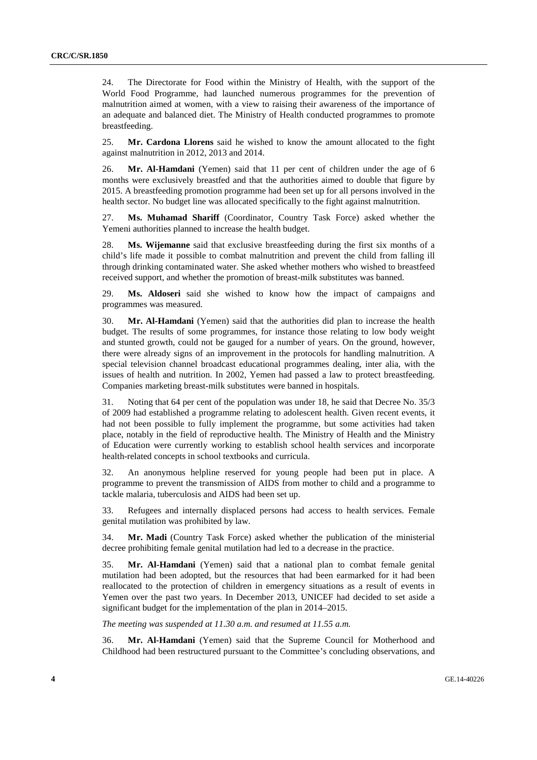24. The Directorate for Food within the Ministry of Health, with the support of the World Food Programme, had launched numerous programmes for the prevention of malnutrition aimed at women, with a view to raising their awareness of the importance of an adequate and balanced diet. The Ministry of Health conducted programmes to promote breastfeeding.

25. **Mr. Cardona Llorens** said he wished to know the amount allocated to the fight against malnutrition in 2012, 2013 and 2014.

26. **Mr. Al-Hamdani** (Yemen) said that 11 per cent of children under the age of 6 months were exclusively breastfed and that the authorities aimed to double that figure by 2015. A breastfeeding promotion programme had been set up for all persons involved in the health sector. No budget line was allocated specifically to the fight against malnutrition.

27. **Ms. Muhamad Shariff** (Coordinator, Country Task Force) asked whether the Yemeni authorities planned to increase the health budget.

28. **Ms. Wijemanne** said that exclusive breastfeeding during the first six months of a child's life made it possible to combat malnutrition and prevent the child from falling ill through drinking contaminated water. She asked whether mothers who wished to breastfeed received support, and whether the promotion of breast-milk substitutes was banned.

29. **Ms. Aldoseri** said she wished to know how the impact of campaigns and programmes was measured.

30. **Mr. Al-Hamdani** (Yemen) said that the authorities did plan to increase the health budget. The results of some programmes, for instance those relating to low body weight and stunted growth, could not be gauged for a number of years. On the ground, however, there were already signs of an improvement in the protocols for handling malnutrition. A special television channel broadcast educational programmes dealing, inter alia, with the issues of health and nutrition. In 2002, Yemen had passed a law to protect breastfeeding. Companies marketing breast-milk substitutes were banned in hospitals.

31. Noting that 64 per cent of the population was under 18, he said that Decree No. 35/3 of 2009 had established a programme relating to adolescent health. Given recent events, it had not been possible to fully implement the programme, but some activities had taken place, notably in the field of reproductive health. The Ministry of Health and the Ministry of Education were currently working to establish school health services and incorporate health-related concepts in school textbooks and curricula.

32. An anonymous helpline reserved for young people had been put in place. A programme to prevent the transmission of AIDS from mother to child and a programme to tackle malaria, tuberculosis and AIDS had been set up.

33. Refugees and internally displaced persons had access to health services. Female genital mutilation was prohibited by law.

34. **Mr. Madi** (Country Task Force) asked whether the publication of the ministerial decree prohibiting female genital mutilation had led to a decrease in the practice.

35. **Mr. Al-Hamdani** (Yemen) said that a national plan to combat female genital mutilation had been adopted, but the resources that had been earmarked for it had been reallocated to the protection of children in emergency situations as a result of events in Yemen over the past two years. In December 2013, UNICEF had decided to set aside a significant budget for the implementation of the plan in 2014–2015.

*The meeting was suspended at 11.30 a.m. and resumed at 11.55 a.m.*

36. **Mr. Al-Hamdani** (Yemen) said that the Supreme Council for Motherhood and Childhood had been restructured pursuant to the Committee's concluding observations, and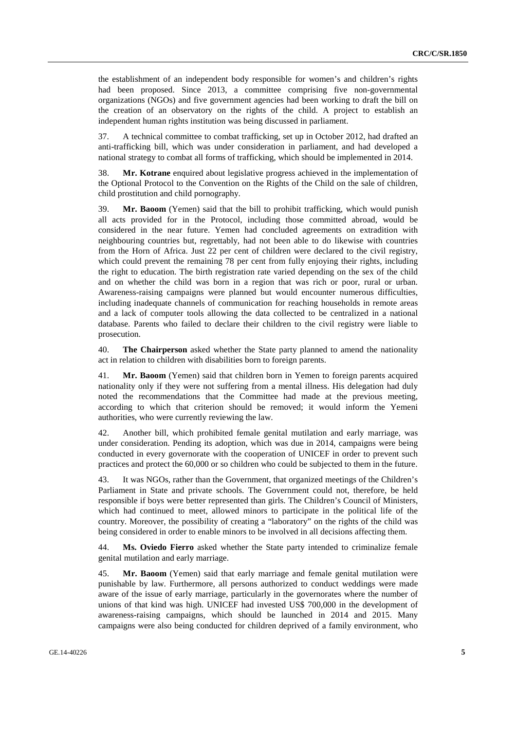the establishment of an independent body responsible for women's and children's rights had been proposed. Since 2013, a committee comprising five non-governmental organizations (NGOs) and five government agencies had been working to draft the bill on the creation of an observatory on the rights of the child. A project to establish an independent human rights institution was being discussed in parliament.

37. A technical committee to combat trafficking, set up in October 2012, had drafted an anti-trafficking bill, which was under consideration in parliament, and had developed a national strategy to combat all forms of trafficking, which should be implemented in 2014.

38. **Mr. Kotrane** enquired about legislative progress achieved in the implementation of the Optional Protocol to the Convention on the Rights of the Child on the sale of children, child prostitution and child pornography.

39. **Mr. Baoom** (Yemen) said that the bill to prohibit trafficking, which would punish all acts provided for in the Protocol, including those committed abroad, would be considered in the near future. Yemen had concluded agreements on extradition with neighbouring countries but, regrettably, had not been able to do likewise with countries from the Horn of Africa. Just 22 per cent of children were declared to the civil registry, which could prevent the remaining 78 per cent from fully enjoying their rights, including the right to education. The birth registration rate varied depending on the sex of the child and on whether the child was born in a region that was rich or poor, rural or urban. Awareness-raising campaigns were planned but would encounter numerous difficulties, including inadequate channels of communication for reaching households in remote areas and a lack of computer tools allowing the data collected to be centralized in a national database. Parents who failed to declare their children to the civil registry were liable to prosecution.

40. **The Chairperson** asked whether the State party planned to amend the nationality act in relation to children with disabilities born to foreign parents.

41. **Mr. Baoom** (Yemen) said that children born in Yemen to foreign parents acquired nationality only if they were not suffering from a mental illness. His delegation had duly noted the recommendations that the Committee had made at the previous meeting, according to which that criterion should be removed; it would inform the Yemeni authorities, who were currently reviewing the law.

42. Another bill, which prohibited female genital mutilation and early marriage, was under consideration. Pending its adoption, which was due in 2014, campaigns were being conducted in every governorate with the cooperation of UNICEF in order to prevent such practices and protect the 60,000 or so children who could be subjected to them in the future.

43. It was NGOs, rather than the Government, that organized meetings of the Children's Parliament in State and private schools. The Government could not, therefore, be held responsible if boys were better represented than girls. The Children's Council of Ministers, which had continued to meet, allowed minors to participate in the political life of the country. Moreover, the possibility of creating a "laboratory" on the rights of the child was being considered in order to enable minors to be involved in all decisions affecting them.

44. **Ms. Oviedo Fierro** asked whether the State party intended to criminalize female genital mutilation and early marriage.

45. **Mr. Baoom** (Yemen) said that early marriage and female genital mutilation were punishable by law. Furthermore, all persons authorized to conduct weddings were made aware of the issue of early marriage, particularly in the governorates where the number of unions of that kind was high. UNICEF had invested US$ 700,000 in the development of awareness-raising campaigns, which should be launched in 2014 and 2015. Many campaigns were also being conducted for children deprived of a family environment, who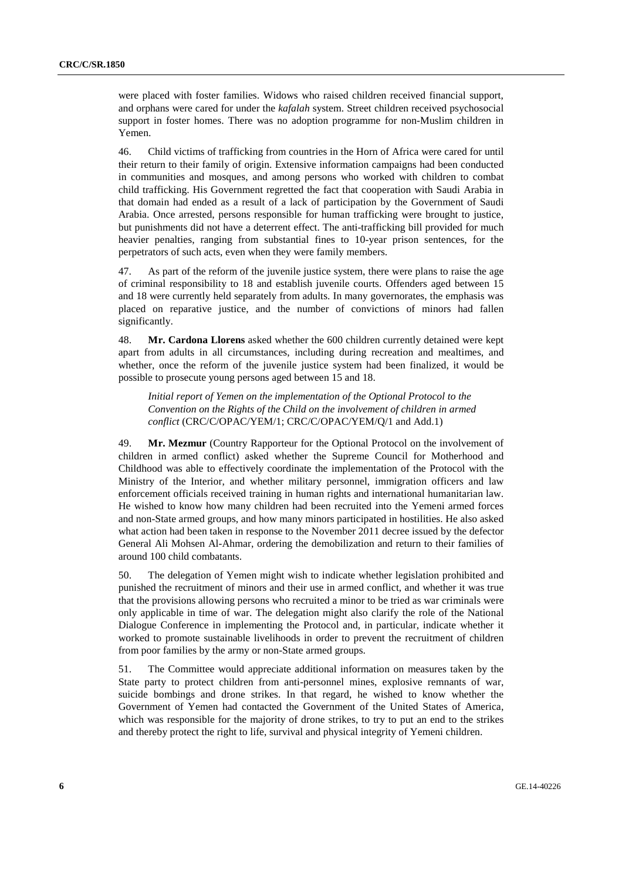were placed with foster families. Widows who raised children received financial support, and orphans were cared for under the *kafalah* system. Street children received psychosocial support in foster homes. There was no adoption programme for non-Muslim children in Yemen.

46. Child victims of trafficking from countries in the Horn of Africa were cared for until their return to their family of origin. Extensive information campaigns had been conducted in communities and mosques, and among persons who worked with children to combat child trafficking. His Government regretted the fact that cooperation with Saudi Arabia in that domain had ended as a result of a lack of participation by the Government of Saudi Arabia. Once arrested, persons responsible for human trafficking were brought to justice, but punishments did not have a deterrent effect. The anti-trafficking bill provided for much heavier penalties, ranging from substantial fines to 10-year prison sentences, for the perpetrators of such acts, even when they were family members.

47. As part of the reform of the juvenile justice system, there were plans to raise the age of criminal responsibility to 18 and establish juvenile courts. Offenders aged between 15 and 18 were currently held separately from adults. In many governorates, the emphasis was placed on reparative justice, and the number of convictions of minors had fallen significantly.

48. **Mr. Cardona Llorens** asked whether the 600 children currently detained were kept apart from adults in all circumstances, including during recreation and mealtimes, and whether, once the reform of the juvenile justice system had been finalized, it would be possible to prosecute young persons aged between 15 and 18.

*Initial report of Yemen on the implementation of the Optional Protocol to the Convention on the Rights of the Child on the involvement of children in armed conflict* (CRC/C/OPAC/YEM/1; CRC/C/OPAC/YEM/Q/1 and Add.1)

49. **Mr. Mezmur** (Country Rapporteur for the Optional Protocol on the involvement of children in armed conflict) asked whether the Supreme Council for Motherhood and Childhood was able to effectively coordinate the implementation of the Protocol with the Ministry of the Interior, and whether military personnel, immigration officers and law enforcement officials received training in human rights and international humanitarian law. He wished to know how many children had been recruited into the Yemeni armed forces and non-State armed groups, and how many minors participated in hostilities. He also asked what action had been taken in response to the November 2011 decree issued by the defector General Ali Mohsen Al-Ahmar, ordering the demobilization and return to their families of around 100 child combatants.

50. The delegation of Yemen might wish to indicate whether legislation prohibited and punished the recruitment of minors and their use in armed conflict, and whether it was true that the provisions allowing persons who recruited a minor to be tried as war criminals were only applicable in time of war. The delegation might also clarify the role of the National Dialogue Conference in implementing the Protocol and, in particular, indicate whether it worked to promote sustainable livelihoods in order to prevent the recruitment of children from poor families by the army or non-State armed groups.

51. The Committee would appreciate additional information on measures taken by the State party to protect children from anti-personnel mines, explosive remnants of war, suicide bombings and drone strikes. In that regard, he wished to know whether the Government of Yemen had contacted the Government of the United States of America, which was responsible for the majority of drone strikes, to try to put an end to the strikes and thereby protect the right to life, survival and physical integrity of Yemeni children.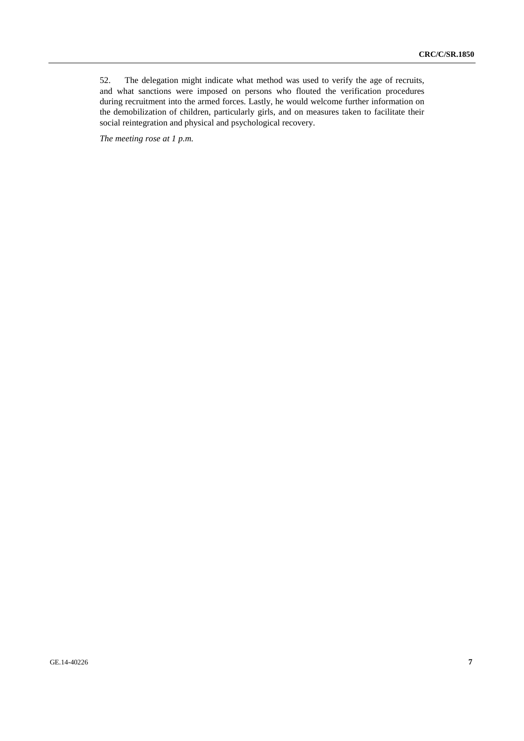52. The delegation might indicate what method was used to verify the age of recruits, and what sanctions were imposed on persons who flouted the verification procedures during recruitment into the armed forces. Lastly, he would welcome further information on the demobilization of children, particularly girls, and on measures taken to facilitate their social reintegration and physical and psychological recovery.

*The meeting rose at 1 p.m.*